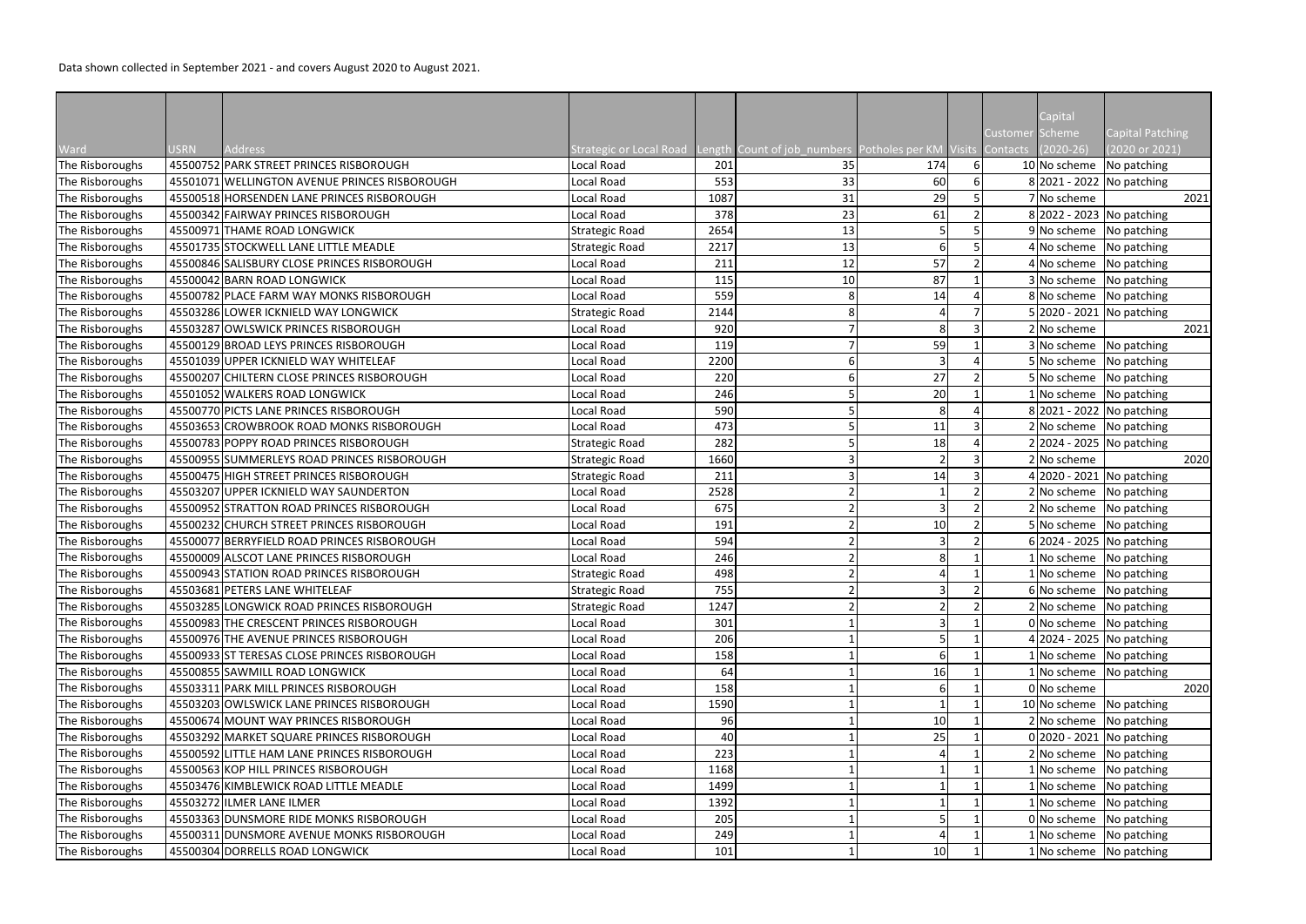Data shown collected in September 2021 - and covers August 2020 to August 2021.

| Ward | USRN | Address | Strategic or Local Road | Length | Count of job_numbers | Potholes per KM | Visits | Customer Contacts | Capital Scheme (2020-26) | Capital Patching (2020 or 2021) |
|---|---|---|---|---|---|---|---|---|---|---|
| The Risboroughs | 45500752 | PARK STREET PRINCES RISBOROUGH | Local Road | 201 | 35 | 174 | 6 | 10 | No scheme | No patching |
| The Risboroughs | 45501071 | WELLINGTON AVENUE PRINCES RISBOROUGH | Local Road | 553 | 33 | 60 | 6 | 8 | 2021 - 2022 | No patching |
| The Risboroughs | 45500518 | HORSENDEN LANE PRINCES RISBOROUGH | Local Road | 1087 | 31 | 29 | 5 | 7 | No scheme | 2021 |
| The Risboroughs | 45500342 | FAIRWAY PRINCES RISBOROUGH | Local Road | 378 | 23 | 61 | 2 | 8 | 2022 - 2023 | No patching |
| The Risboroughs | 45500971 | THAME ROAD LONGWICK | Strategic Road | 2654 | 13 | 5 | 5 | 9 | No scheme | No patching |
| The Risboroughs | 45501735 | STOCKWELL LANE LITTLE MEADLE | Strategic Road | 2217 | 13 | 6 | 5 | 4 | No scheme | No patching |
| The Risboroughs | 45500846 | SALISBURY CLOSE PRINCES RISBOROUGH | Local Road | 211 | 12 | 57 | 2 | 4 | No scheme | No patching |
| The Risboroughs | 45500042 | BARN ROAD LONGWICK | Local Road | 115 | 10 | 87 | 1 | 3 | No scheme | No patching |
| The Risboroughs | 45500782 | PLACE FARM WAY MONKS RISBOROUGH | Local Road | 559 | 8 | 14 | 4 | 8 | No scheme | No patching |
| The Risboroughs | 45503286 | LOWER ICKNIELD WAY LONGWICK | Strategic Road | 2144 | 8 | 4 | 7 | 5 | 2020 - 2021 | No patching |
| The Risboroughs | 45503287 | OWLSWICK PRINCES RISBOROUGH | Local Road | 920 | 7 | 8 | 3 | 2 | No scheme | 2021 |
| The Risboroughs | 45500129 | BROAD LEYS PRINCES RISBOROUGH | Local Road | 119 | 7 | 59 | 1 | 3 | No scheme | No patching |
| The Risboroughs | 45501039 | UPPER ICKNIELD WAY WHITELEAF | Local Road | 2200 | 6 | 3 | 4 | 5 | No scheme | No patching |
| The Risboroughs | 45500207 | CHILTERN CLOSE PRINCES RISBOROUGH | Local Road | 220 | 6 | 27 | 2 | 5 | No scheme | No patching |
| The Risboroughs | 45501052 | WALKERS ROAD LONGWICK | Local Road | 246 | 5 | 20 | 1 | 1 | No scheme | No patching |
| The Risboroughs | 45500770 | PICTS LANE PRINCES RISBOROUGH | Local Road | 590 | 5 | 8 | 4 | 8 | 2021 - 2022 | No patching |
| The Risboroughs | 45503653 | CROWBROOK ROAD MONKS RISBOROUGH | Local Road | 473 | 5 | 11 | 3 | 2 | No scheme | No patching |
| The Risboroughs | 45500783 | POPPY ROAD PRINCES RISBOROUGH | Strategic Road | 282 | 5 | 18 | 4 | 2 | 2024 - 2025 | No patching |
| The Risboroughs | 45500955 | SUMMERLEYS ROAD PRINCES RISBOROUGH | Strategic Road | 1660 | 3 | 2 | 3 | 2 | No scheme | 2020 |
| The Risboroughs | 45500475 | HIGH STREET PRINCES RISBOROUGH | Strategic Road | 211 | 3 | 14 | 3 | 4 | 2020 - 2021 | No patching |
| The Risboroughs | 45503207 | UPPER ICKNIELD WAY SAUNDERTON | Local Road | 2528 | 2 | 1 | 2 | 2 | No scheme | No patching |
| The Risboroughs | 45500952 | STRATTON ROAD PRINCES RISBOROUGH | Local Road | 675 | 2 | 3 | 2 | 2 | No scheme | No patching |
| The Risboroughs | 45500232 | CHURCH STREET PRINCES RISBOROUGH | Local Road | 191 | 2 | 10 | 2 | 5 | No scheme | No patching |
| The Risboroughs | 45500077 | BERRYFIELD ROAD PRINCES RISBOROUGH | Local Road | 594 | 2 | 3 | 2 | 6 | 2024 - 2025 | No patching |
| The Risboroughs | 45500009 | ALSCOT LANE PRINCES RISBOROUGH | Local Road | 246 | 2 | 8 | 1 | 1 | No scheme | No patching |
| The Risboroughs | 45500943 | STATION ROAD PRINCES RISBOROUGH | Strategic Road | 498 | 2 | 4 | 1 | 1 | No scheme | No patching |
| The Risboroughs | 45503681 | PETERS LANE WHITELEAF | Strategic Road | 755 | 2 | 3 | 2 | 6 | No scheme | No patching |
| The Risboroughs | 45503285 | LONGWICK ROAD PRINCES RISBOROUGH | Strategic Road | 1247 | 2 | 2 | 2 | 2 | No scheme | No patching |
| The Risboroughs | 45500983 | THE CRESCENT PRINCES RISBOROUGH | Local Road | 301 | 1 | 3 | 1 | 0 | No scheme | No patching |
| The Risboroughs | 45500976 | THE AVENUE PRINCES RISBOROUGH | Local Road | 206 | 1 | 5 | 1 | 4 | 2024 - 2025 | No patching |
| The Risboroughs | 45500933 | ST TERESAS CLOSE PRINCES RISBOROUGH | Local Road | 158 | 1 | 6 | 1 | 1 | No scheme | No patching |
| The Risboroughs | 45500855 | SAWMILL ROAD LONGWICK | Local Road | 64 | 1 | 16 | 1 | 1 | No scheme | No patching |
| The Risboroughs | 45503311 | PARK MILL PRINCES RISBOROUGH | Local Road | 158 | 1 | 6 | 1 | 0 | No scheme | 2020 |
| The Risboroughs | 45503203 | OWLSWICK LANE PRINCES RISBOROUGH | Local Road | 1590 | 1 | 1 | 1 | 10 | No scheme | No patching |
| The Risboroughs | 45500674 | MOUNT WAY PRINCES RISBOROUGH | Local Road | 96 | 1 | 10 | 1 | 2 | No scheme | No patching |
| The Risboroughs | 45503292 | MARKET SQUARE PRINCES RISBOROUGH | Local Road | 40 | 1 | 25 | 1 | 0 | 2020 - 2021 | No patching |
| The Risboroughs | 45500592 | LITTLE HAM LANE PRINCES RISBOROUGH | Local Road | 223 | 1 | 4 | 1 | 2 | No scheme | No patching |
| The Risboroughs | 45500563 | KOP HILL PRINCES RISBOROUGH | Local Road | 1168 | 1 | 1 | 1 | 1 | No scheme | No patching |
| The Risboroughs | 45503476 | KIMBLEWICK ROAD LITTLE MEADLE | Local Road | 1499 | 1 | 1 | 1 | 1 | No scheme | No patching |
| The Risboroughs | 45503272 | ILMER LANE ILMER | Local Road | 1392 | 1 | 1 | 1 | 1 | No scheme | No patching |
| The Risboroughs | 45503363 | DUNSMORE RIDE MONKS RISBOROUGH | Local Road | 205 | 1 | 5 | 1 | 0 | No scheme | No patching |
| The Risboroughs | 45500311 | DUNSMORE AVENUE MONKS RISBOROUGH | Local Road | 249 | 1 | 4 | 1 | 1 | No scheme | No patching |
| The Risboroughs | 45500304 | DORRELLS ROAD LONGWICK | Local Road | 101 | 1 | 10 | 1 | 1 | No scheme | No patching |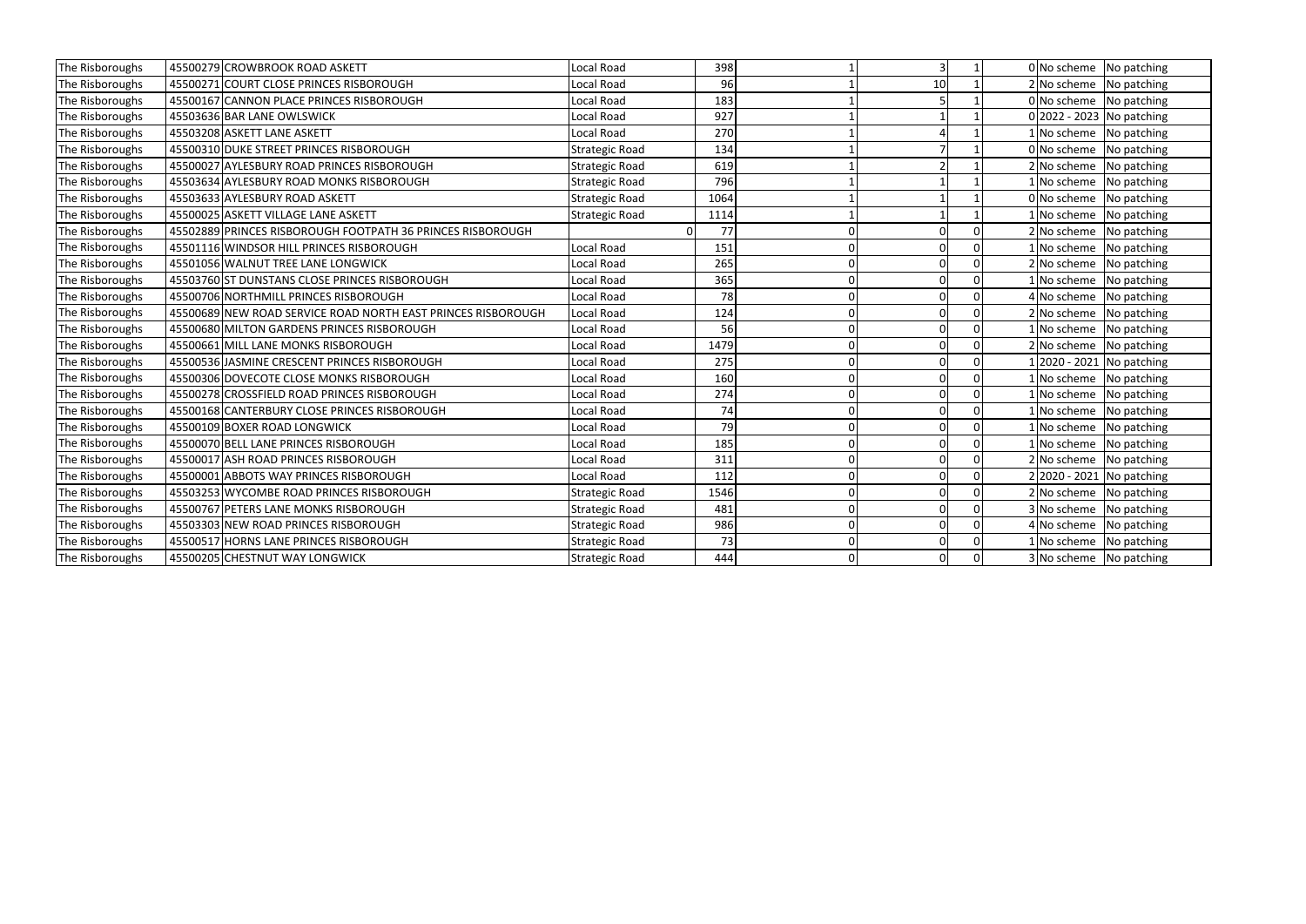| | | | | | | | | | | |
|---|---|---|---|---|---|---|---|---|---|---|
| The Risboroughs | 45500279 | CROWBROOK ROAD ASKETT | Local Road | 398 | 1 | 3 | 1 | 0 | No scheme | No patching |
| The Risboroughs | 45500271 | COURT CLOSE PRINCES RISBOROUGH | Local Road | 96 | 1 | 10 | 1 | 2 | No scheme | No patching |
| The Risboroughs | 45500167 | CANNON PLACE PRINCES RISBOROUGH | Local Road | 183 | 1 | 5 | 1 | 0 | No scheme | No patching |
| The Risboroughs | 45503636 | BAR LANE OWLSWICK | Local Road | 927 | 1 | 1 | 1 | 0 | 2022 - 2023 | No patching |
| The Risboroughs | 45503208 | ASKETT LANE ASKETT | Local Road | 270 | 1 | 4 | 1 | 1 | No scheme | No patching |
| The Risboroughs | 45500310 | DUKE STREET PRINCES RISBOROUGH | Strategic Road | 134 | 1 | 7 | 1 | 0 | No scheme | No patching |
| The Risboroughs | 45500027 | AYLESBURY ROAD PRINCES RISBOROUGH | Strategic Road | 619 | 1 | 2 | 1 | 2 | No scheme | No patching |
| The Risboroughs | 45503634 | AYLESBURY ROAD MONKS RISBOROUGH | Strategic Road | 796 | 1 | 1 | 1 | 1 | No scheme | No patching |
| The Risboroughs | 45503633 | AYLESBURY ROAD ASKETT | Strategic Road | 1064 | 1 | 1 | 1 | 0 | No scheme | No patching |
| The Risboroughs | 45500025 | ASKETT VILLAGE LANE ASKETT | Strategic Road | 1114 | 1 | 1 | 1 | 1 | No scheme | No patching |
| The Risboroughs | 45502889 | PRINCES RISBOROUGH FOOTPATH 36 PRINCES RISBOROUGH | 0 | 77 | 0 | 0 | 0 | 2 | No scheme | No patching |
| The Risboroughs | 45501116 | WINDSOR HILL PRINCES RISBOROUGH | Local Road | 151 | 0 | 0 | 0 | 1 | No scheme | No patching |
| The Risboroughs | 45501056 | WALNUT TREE LANE LONGWICK | Local Road | 265 | 0 | 0 | 0 | 2 | No scheme | No patching |
| The Risboroughs | 45503760 | ST DUNSTANS CLOSE PRINCES RISBOROUGH | Local Road | 365 | 0 | 0 | 0 | 1 | No scheme | No patching |
| The Risboroughs | 45500706 | NORTHMILL PRINCES RISBOROUGH | Local Road | 78 | 0 | 0 | 0 | 4 | No scheme | No patching |
| The Risboroughs | 45500689 | NEW ROAD SERVICE ROAD NORTH EAST PRINCES RISBOROUGH | Local Road | 124 | 0 | 0 | 0 | 2 | No scheme | No patching |
| The Risboroughs | 45500680 | MILTON GARDENS PRINCES RISBOROUGH | Local Road | 56 | 0 | 0 | 0 | 1 | No scheme | No patching |
| The Risboroughs | 45500661 | MILL LANE MONKS RISBOROUGH | Local Road | 1479 | 0 | 0 | 0 | 2 | No scheme | No patching |
| The Risboroughs | 45500536 | JASMINE CRESCENT PRINCES RISBOROUGH | Local Road | 275 | 0 | 0 | 0 | 1 | 2020 - 2021 | No patching |
| The Risboroughs | 45500306 | DOVECOTE CLOSE MONKS RISBOROUGH | Local Road | 160 | 0 | 0 | 0 | 1 | No scheme | No patching |
| The Risboroughs | 45500278 | CROSSFIELD ROAD PRINCES RISBOROUGH | Local Road | 274 | 0 | 0 | 0 | 1 | No scheme | No patching |
| The Risboroughs | 45500168 | CANTERBURY CLOSE PRINCES RISBOROUGH | Local Road | 74 | 0 | 0 | 0 | 1 | No scheme | No patching |
| The Risboroughs | 45500109 | BOXER ROAD LONGWICK | Local Road | 79 | 0 | 0 | 0 | 1 | No scheme | No patching |
| The Risboroughs | 45500070 | BELL LANE PRINCES RISBOROUGH | Local Road | 185 | 0 | 0 | 0 | 1 | No scheme | No patching |
| The Risboroughs | 45500017 | ASH ROAD PRINCES RISBOROUGH | Local Road | 311 | 0 | 0 | 0 | 2 | No scheme | No patching |
| The Risboroughs | 45500001 | ABBOTS WAY PRINCES RISBOROUGH | Local Road | 112 | 0 | 0 | 0 | 2 | 2020 - 2021 | No patching |
| The Risboroughs | 45503253 | WYCOMBE ROAD PRINCES RISBOROUGH | Strategic Road | 1546 | 0 | 0 | 0 | 2 | No scheme | No patching |
| The Risboroughs | 45500767 | PETERS LANE MONKS RISBOROUGH | Strategic Road | 481 | 0 | 0 | 0 | 3 | No scheme | No patching |
| The Risboroughs | 45503303 | NEW ROAD PRINCES RISBOROUGH | Strategic Road | 986 | 0 | 0 | 0 | 4 | No scheme | No patching |
| The Risboroughs | 45500517 | HORNS LANE PRINCES RISBOROUGH | Strategic Road | 73 | 0 | 0 | 0 | 1 | No scheme | No patching |
| The Risboroughs | 45500205 | CHESTNUT WAY LONGWICK | Strategic Road | 444 | 0 | 0 | 0 | 3 | No scheme | No patching |